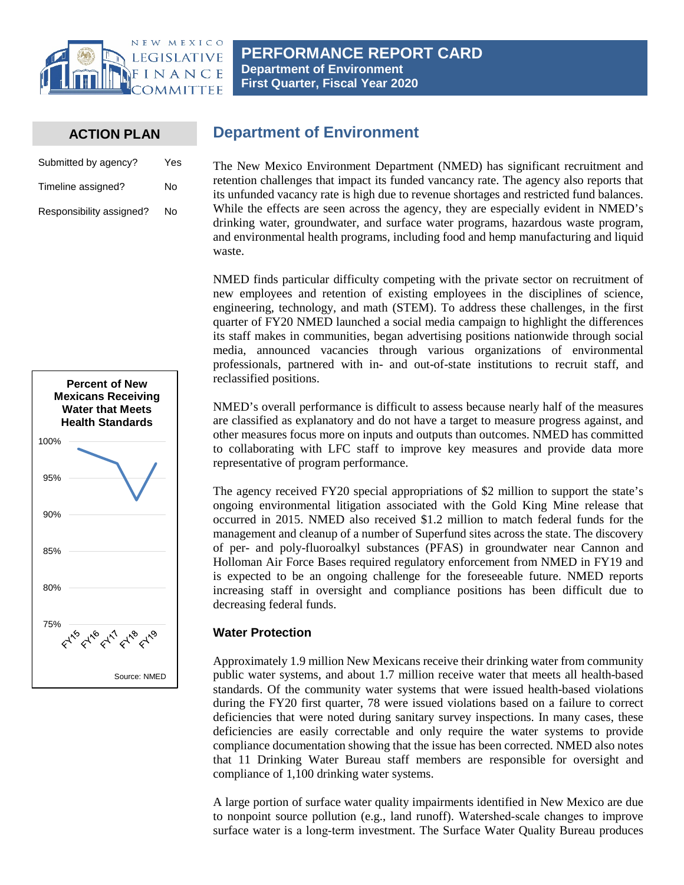# PERFORMANCE REPORT CARD

**Department of Environment**
**First Quarter, Fiscal Year 2020**

## ACTION PLAN

| | |
|---|---|
| Submitted by agency? | Yes |
| Timeline assigned? | No |
| Responsibility assigned? | No |

## Department of Environment

The New Mexico Environment Department (NMED) has significant recruitment and retention challenges that impact its funded vancancy rate. The agency also reports that its unfunded vacancy rate is high due to revenue shortages and restricted fund balances. While the effects are seen across the agency, they are especially evident in NMED's drinking water, groundwater, and surface water programs, hazardous waste program, and environmental health programs, including food and hemp manufacturing and liquid waste.

NMED finds particular difficulty competing with the private sector on recruitment of new employees and retention of existing employees in the disciplines of science, engineering, technology, and math (STEM). To address these challenges, in the first quarter of FY20 NMED launched a social media campaign to highlight the differences its staff makes in communities, began advertising positions nationwide through social media, announced vacancies through various organizations of environmental professionals, partnered with in- and out-of-state institutions to recruit staff, and reclassified positions.

NMED's overall performance is difficult to assess because nearly half of the measures are classified as explanatory and do not have a target to measure progress against, and other measures focus more on inputs and outputs than outcomes. NMED has committed to collaborating with LFC staff to improve key measures and provide data more representative of program performance.

The agency received FY20 special appropriations of $2 million to support the state's ongoing environmental litigation associated with the Gold King Mine release that occurred in 2015. NMED also received $1.2 million to match federal funds for the management and cleanup of a number of Superfund sites across the state. The discovery of per- and poly-fluoroalkyl substances (PFAS) in groundwater near Cannon and Holloman Air Force Bases required regulatory enforcement from NMED in FY19 and is expected to be an ongoing challenge for the foreseeable future. NMED reports increasing staff in oversight and compliance positions has been difficult due to decreasing federal funds.

**Percent of New Mexicans Receiving Water that Meets Health Standards**

(Chart: FY15–FY19, y-axis 75%–100%)

Source: NMED

### Water Protection

Approximately 1.9 million New Mexicans receive their drinking water from community public water systems, and about 1.7 million receive water that meets all health-based standards. Of the community water systems that were issued health-based violations during the FY20 first quarter, 78 were issued violations based on a failure to correct deficiencies that were noted during sanitary survey inspections. In many cases, these deficiencies are easily correctable and only require the water systems to provide compliance documentation showing that the issue has been corrected. NMED also notes that 11 Drinking Water Bureau staff members are responsible for oversight and compliance of 1,100 drinking water systems.

A large portion of surface water quality impairments identified in New Mexico are due to nonpoint source pollution (e.g., land runoff). Watershed-scale changes to improve surface water is a long-term investment. The Surface Water Quality Bureau produces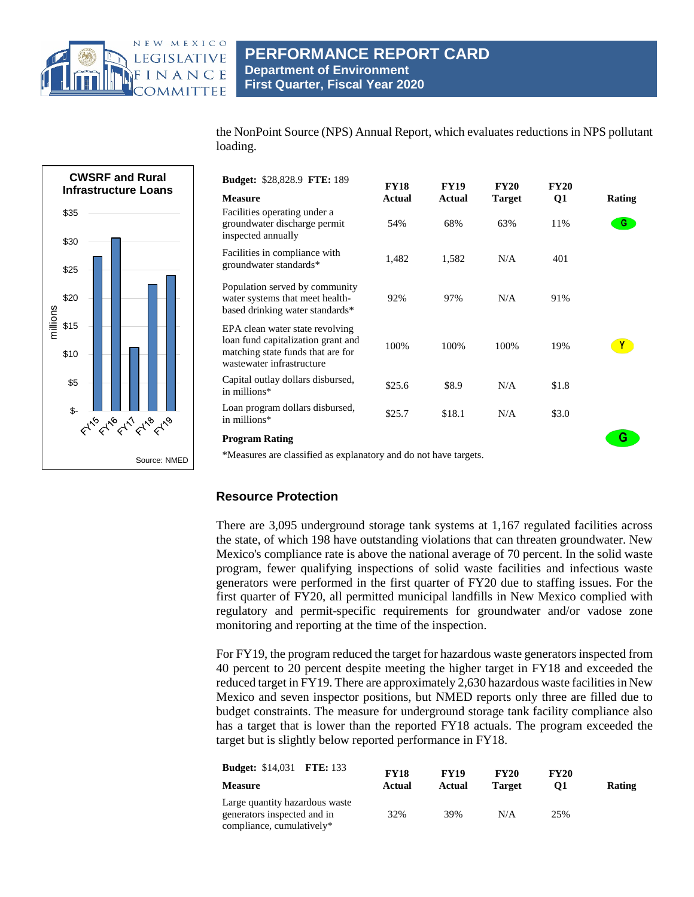the NonPoint Source (NPS) Annual Report, which evaluates reductions in NPS pollutant loading.

**CWSRF and Rural Infrastructure Loans**

Source: NMED

| Budget: $28,828.9 FTE: 189 | | | | | |
|---|---|---|---|---|---|
| **Measure** | **FY18 Actual** | **FY19 Actual** | **FY20 Target** | **FY20 Q1** | **Rating** |
| Facilities operating under a groundwater discharge permit inspected annually | 54% | 68% | 63% | 11% | G |
| Facilities in compliance with groundwater standards* | 1,482 | 1,582 | N/A | 401 | |
| Population served by community water systems that meet health-based drinking water standards* | 92% | 97% | N/A | 91% | |
| EPA clean water state revolving loan fund capitalization grant and matching state funds that are for wastewater infrastructure | 100% | 100% | 100% | 19% | Y |
| Capital outlay dollars disbursed, in millions* | $25.6 | $8.9 | N/A | $1.8 | |
| Loan program dollars disbursed, in millions* | $25.7 | $18.1 | N/A | $3.0 | |
| **Program Rating** | | | | | G |

*Measures are classified as explanatory and do not have targets.

## Resource Protection

There are 3,095 underground storage tank systems at 1,167 regulated facilities across the state, of which 198 have outstanding violations that can threaten groundwater. New Mexico's compliance rate is above the national average of 70 percent. In the solid waste program, fewer qualifying inspections of solid waste facilities and infectious waste generators were performed in the first quarter of FY20 due to staffing issues. For the first quarter of FY20, all permitted municipal landfills in New Mexico complied with regulatory and permit-specific requirements for groundwater and/or vadose zone monitoring and reporting at the time of the inspection.

For FY19, the program reduced the target for hazardous waste generators inspected from 40 percent to 20 percent despite meeting the higher target in FY18 and exceeded the reduced target in FY19. There are approximately 2,630 hazardous waste facilities in New Mexico and seven inspector positions, but NMED reports only three are filled due to budget constraints. The measure for underground storage tank facility compliance also has a target that is lower than the reported FY18 actuals. The program exceeded the target but is slightly below reported performance in FY18.

| Budget: $14,031 FTE: 133 | | | | | |
|---|---|---|---|---|---|
| **Measure** | **FY18 Actual** | **FY19 Actual** | **FY20 Target** | **FY20 Q1** | **Rating** |
| Large quantity hazardous waste generators inspected and in compliance, cumulatively* | 32% | 39% | N/A | 25% | |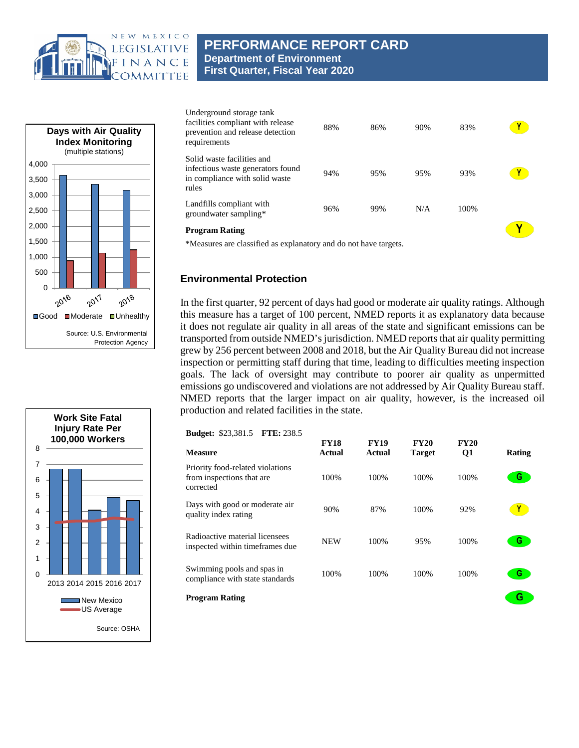# PERFORMANCE REPORT CARD
## Department of Environment
## First Quarter, Fiscal Year 2020

Days with Air Quality Index Monitoring
(multiple stations)

4,000
3,500
3,000
2,500
2,000
1,500
1,000
500
0

2016 2017 2018

Good Moderate Unhealthy

Source: U.S. Environmental Protection Agency

Work Site Fatal Injury Rate Per 100,000 Workers

8
7
6
5
4
3
2
1
0

2013 2014 2015 2016 2017

New Mexico
US Average

Source: OSHA

| | | | | | |
|---|---|---|---|---|---|
| Underground storage tank facilities compliant with release prevention and release detection requirements | 88% | 86% | 90% | 83% | Y |
| Solid waste facilities and infectious waste generators found in compliance with solid waste rules | 94% | 95% | 95% | 93% | Y |
| Landfills compliant with groundwater sampling* | 96% | 99% | N/A | 100% | |
| **Program Rating** | | | | | Y |

*Measures are classified as explanatory and do not have targets.

### Environmental Protection

In the first quarter, 92 percent of days had good or moderate air quality ratings. Although this measure has a target of 100 percent, NMED reports it as explanatory data because it does not regulate air quality in all areas of the state and significant emissions can be transported from outside NMED's jurisdiction. NMED reports that air quality permitting grew by 256 percent between 2008 and 2018, but the Air Quality Bureau did not increase inspection or permitting staff during that time, leading to difficulties meeting inspection goals. The lack of oversight may contribute to poorer air quality as unpermitted emissions go undiscovered and violations are not addressed by Air Quality Bureau staff. NMED reports that the larger impact on air quality, however, is the increased oil production and related facilities in the state.

**Budget:** $23,381.5 **FTE:** 238.5

| Measure | FY18 Actual | FY19 Actual | FY20 Target | FY20 Q1 | Rating |
|---|---|---|---|---|---|
| Priority food-related violations from inspections that are corrected | 100% | 100% | 100% | 100% | G |
| Days with good or moderate air quality index rating | 90% | 87% | 100% | 92% | Y |
| Radioactive material licensees inspected within timeframes due | NEW | 100% | 95% | 100% | G |
| Swimming pools and spas in compliance with state standards | 100% | 100% | 100% | 100% | G |
| **Program Rating** | | | | | G |